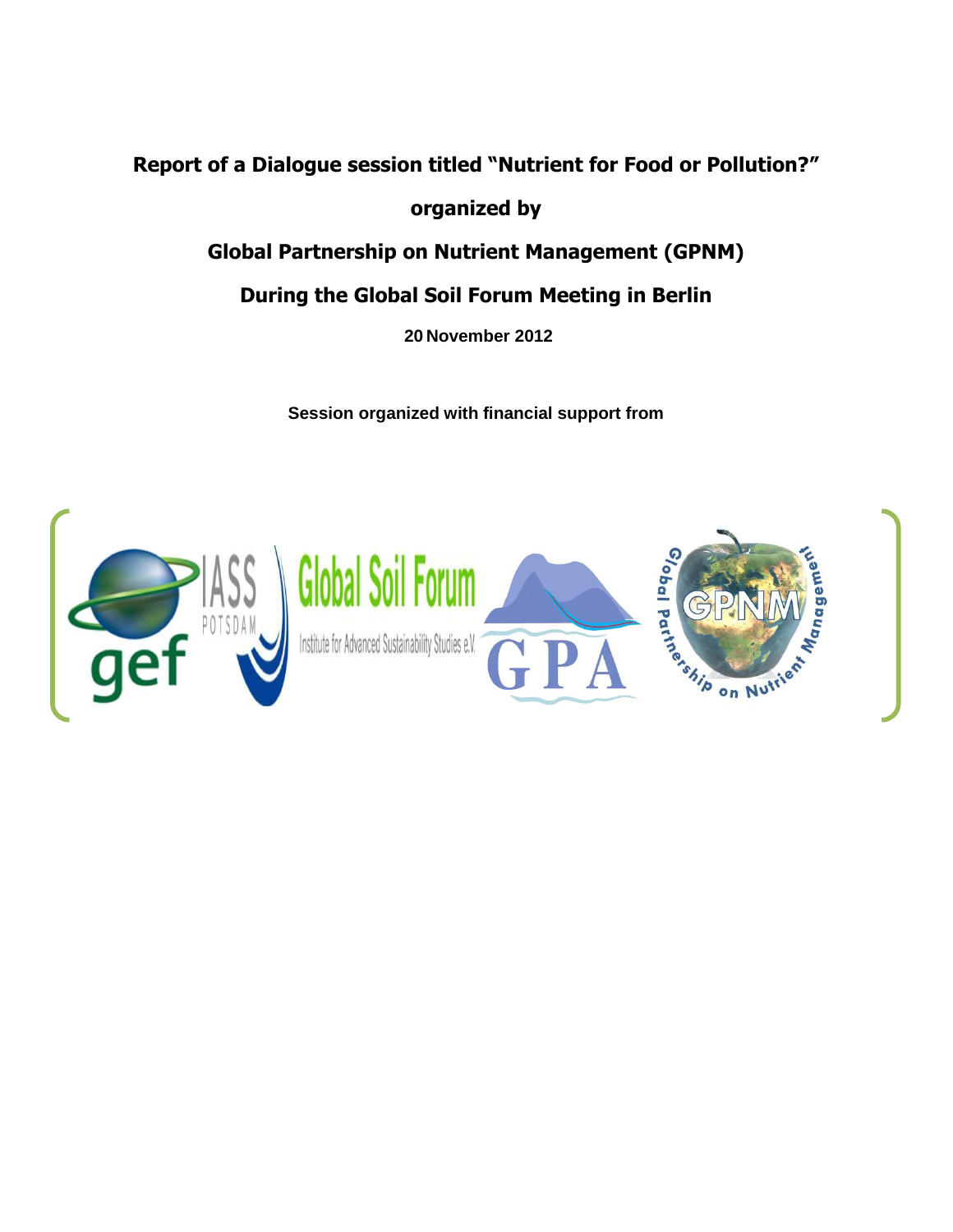# Report of a Dialogue session titled "Nutrient for Food or Pollution?"

**organized by**

**Global Partnership on Nutrient Management (GPNM)**

**During the Global Soil Forum Meeting in Berlin**

**20 November 2012**

**Session organized with financial support from**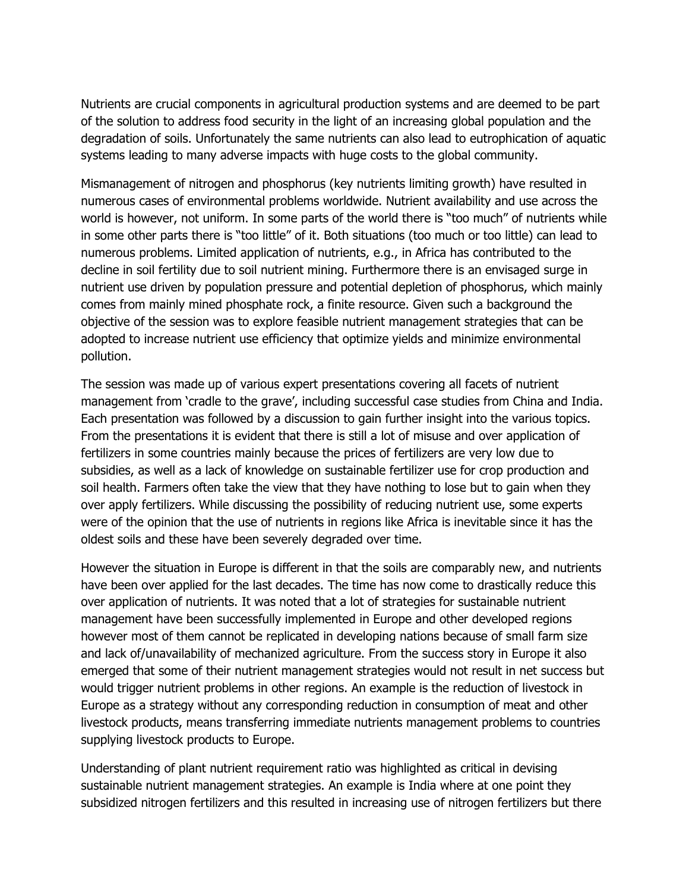Nutrients are crucial components in agricultural production systems and are deemed to be part of the solution to address food security in the light of an increasing global population and the degradation of soils. Unfortunately the same nutrients can also lead to eutrophication of aquatic systems leading to many adverse impacts with huge costs to the global community.

Mismanagement of nitrogen and phosphorus (key nutrients limiting growth) have resulted in numerous cases of environmental problems worldwide. Nutrient availability and use across the world is however, not uniform. In some parts of the world there is "too much" of nutrients while in some other parts there is "too little" of it. Both situations (too much or too little) can lead to numerous problems. Limited application of nutrients, e.g., in Africa has contributed to the decline in soil fertility due to soil nutrient mining. Furthermore there is an envisaged surge in nutrient use driven by population pressure and potential depletion of phosphorus, which mainly comes from mainly mined phosphate rock, a finite resource. Given such a background the objective of the session was to explore feasible nutrient management strategies that can be adopted to increase nutrient use efficiency that optimize yields and minimize environmental pollution.

The session was made up of various expert presentations covering all facets of nutrient management from 'cradle to the grave', including successful case studies from China and India. Each presentation was followed by a discussion to gain further insight into the various topics. From the presentations it is evident that there is still a lot of misuse and over application of fertilizers in some countries mainly because the prices of fertilizers are very low due to subsidies, as well as a lack of knowledge on sustainable fertilizer use for crop production and soil health. Farmers often take the view that they have nothing to lose but to gain when they over apply fertilizers. While discussing the possibility of reducing nutrient use, some experts were of the opinion that the use of nutrients in regions like Africa is inevitable since it has the oldest soils and these have been severely degraded over time.

However the situation in Europe is different in that the soils are comparably new, and nutrients have been over applied for the last decades. The time has now come to drastically reduce this over application of nutrients. It was noted that a lot of strategies for sustainable nutrient management have been successfully implemented in Europe and other developed regions however most of them cannot be replicated in developing nations because of small farm size and lack of/unavailability of mechanized agriculture. From the success story in Europe it also emerged that some of their nutrient management strategies would not result in net success but would trigger nutrient problems in other regions. An example is the reduction of livestock in Europe as a strategy without any corresponding reduction in consumption of meat and other livestock products, means transferring immediate nutrients management problems to countries supplying livestock products to Europe.

Understanding of plant nutrient requirement ratio was highlighted as critical in devising sustainable nutrient management strategies. An example is India where at one point they subsidized nitrogen fertilizers and this resulted in increasing use of nitrogen fertilizers but there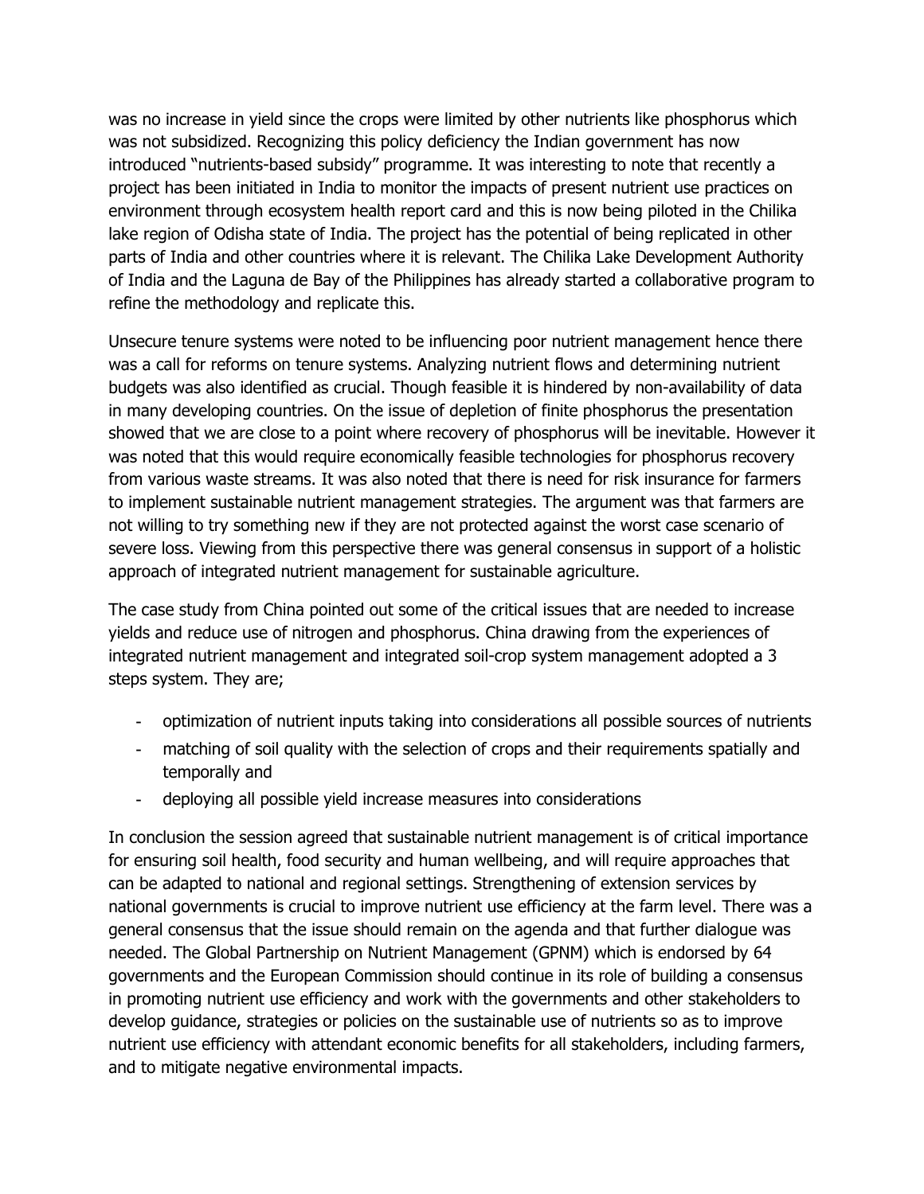was no increase in yield since the crops were limited by other nutrients like phosphorus which was not subsidized. Recognizing this policy deficiency the Indian government has now introduced "nutrients-based subsidy" programme. It was interesting to note that recently a project has been initiated in India to monitor the impacts of present nutrient use practices on environment through ecosystem health report card and this is now being piloted in the Chilika lake region of Odisha state of India. The project has the potential of being replicated in other parts of India and other countries where it is relevant. The Chilika Lake Development Authority of India and the Laguna de Bay of the Philippines has already started a collaborative program to refine the methodology and replicate this.

Unsecure tenure systems were noted to be influencing poor nutrient management hence there was a call for reforms on tenure systems. Analyzing nutrient flows and determining nutrient budgets was also identified as crucial. Though feasible it is hindered by non-availability of data in many developing countries. On the issue of depletion of finite phosphorus the presentation showed that we are close to a point where recovery of phosphorus will be inevitable. However it was noted that this would require economically feasible technologies for phosphorus recovery from various waste streams. It was also noted that there is need for risk insurance for farmers to implement sustainable nutrient management strategies. The argument was that farmers are not willing to try something new if they are not protected against the worst case scenario of severe loss. Viewing from this perspective there was general consensus in support of a holistic approach of integrated nutrient management for sustainable agriculture.

The case study from China pointed out some of the critical issues that are needed to increase yields and reduce use of nitrogen and phosphorus. China drawing from the experiences of integrated nutrient management and integrated soil-crop system management adopted a 3 steps system. They are;

- optimization of nutrient inputs taking into considerations all possible sources of nutrients
- matching of soil quality with the selection of crops and their requirements spatially and temporally and
- deploying all possible yield increase measures into considerations

In conclusion the session agreed that sustainable nutrient management is of critical importance for ensuring soil health, food security and human wellbeing, and will require approaches that can be adapted to national and regional settings. Strengthening of extension services by national governments is crucial to improve nutrient use efficiency at the farm level. There was a general consensus that the issue should remain on the agenda and that further dialogue was needed. The Global Partnership on Nutrient Management (GPNM) which is endorsed by 64 governments and the European Commission should continue in its role of building a consensus in promoting nutrient use efficiency and work with the governments and other stakeholders to develop guidance, strategies or policies on the sustainable use of nutrients so as to improve nutrient use efficiency with attendant economic benefits for all stakeholders, including farmers, and to mitigate negative environmental impacts.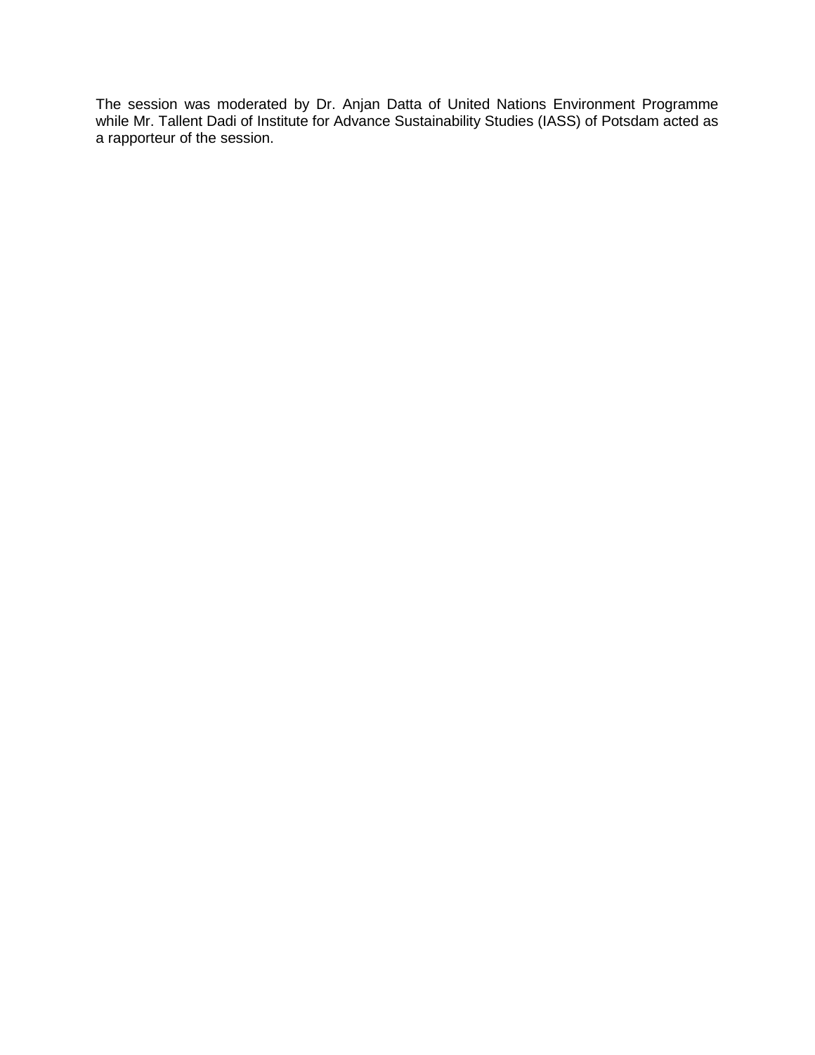The session was moderated by Dr. Anjan Datta of United Nations Environment Programme while Mr. Tallent Dadi of Institute for Advance Sustainability Studies (IASS) of Potsdam acted as a rapporteur of the session.